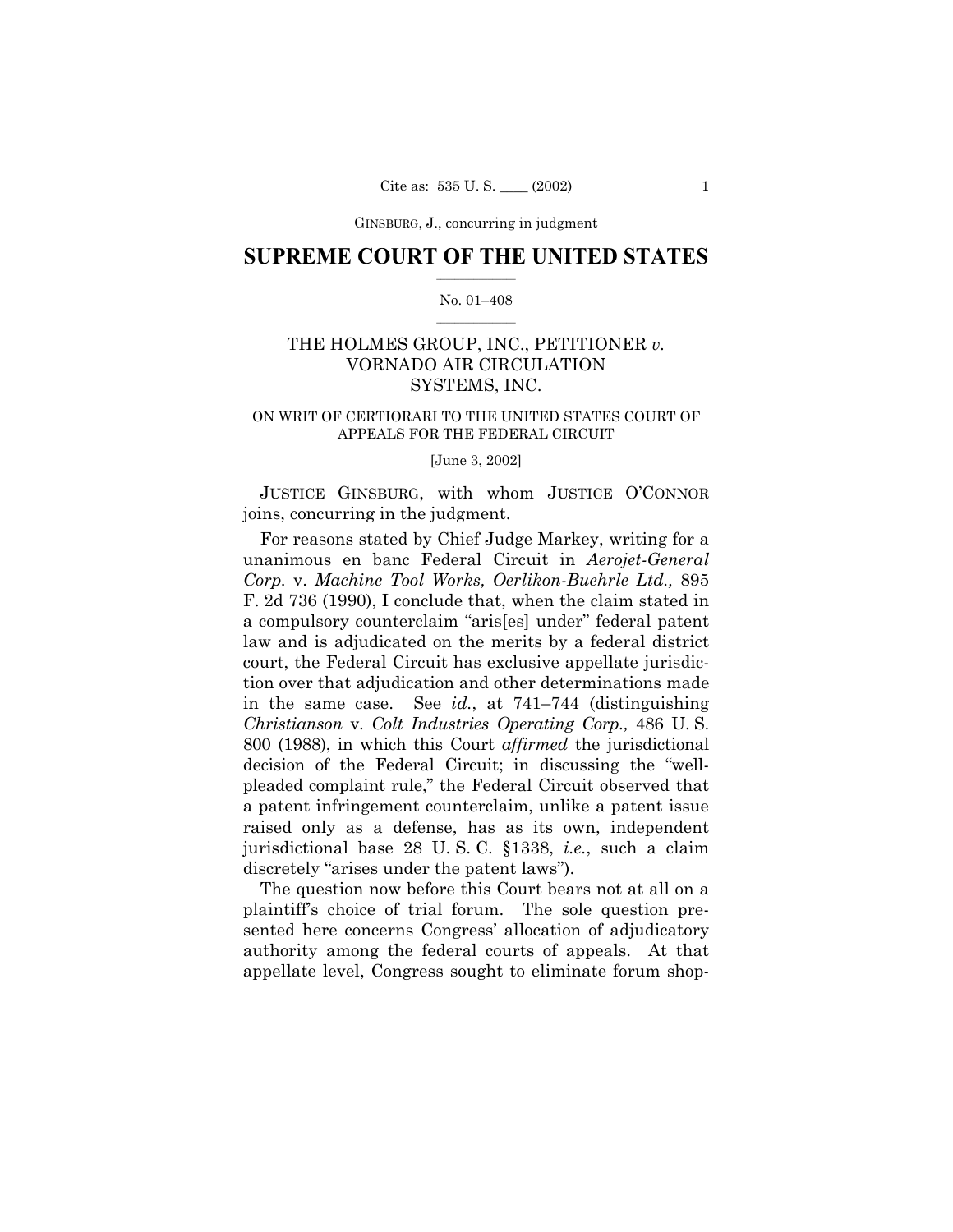# SUPREME COURT OF THE UNITED STATES

No. 01–408

THE HOLMES GROUP, INC., PETITIONER *v.* VORNADO AIR CIRCULATION SYSTEMS, INC.

ON WRIT OF CERTIORARI TO THE UNITED STATES COURT OF APPEALS FOR THE FEDERAL CIRCUIT

[June 3, 2002]

JUSTICE GINSBURG, with whom JUSTICE O'CONNOR joins, concurring in the judgment.

For reasons stated by Chief Judge Markey, writing for a unanimous en banc Federal Circuit in *Aerojet-General Corp.* v. *Machine Tool Works, Oerlikon-Buehrle Ltd.,* 895 F. 2d 736 (1990), I conclude that, when the claim stated in a compulsory counterclaim "aris[es] under" federal patent law and is adjudicated on the merits by a federal district court, the Federal Circuit has exclusive appellate jurisdiction over that adjudication and other determinations made in the same case. See *id.*, at 741–744 (distinguishing *Christianson* v. *Colt Industries Operating Corp.,* 486 U. S. 800 (1988), in which this Court *affirmed* the jurisdictional decision of the Federal Circuit; in discussing the "well-pleaded complaint rule," the Federal Circuit observed that a patent infringement counterclaim, unlike a patent issue raised only as a defense, has as its own, independent jurisdictional base 28 U. S. C. §1338, *i.e.*, such a claim discretely "arises under the patent laws").

The question now before this Court bears not at all on a plaintiff's choice of trial forum. The sole question presented here concerns Congress' allocation of adjudicatory authority among the federal courts of appeals. At that appellate level, Congress sought to eliminate forum shop-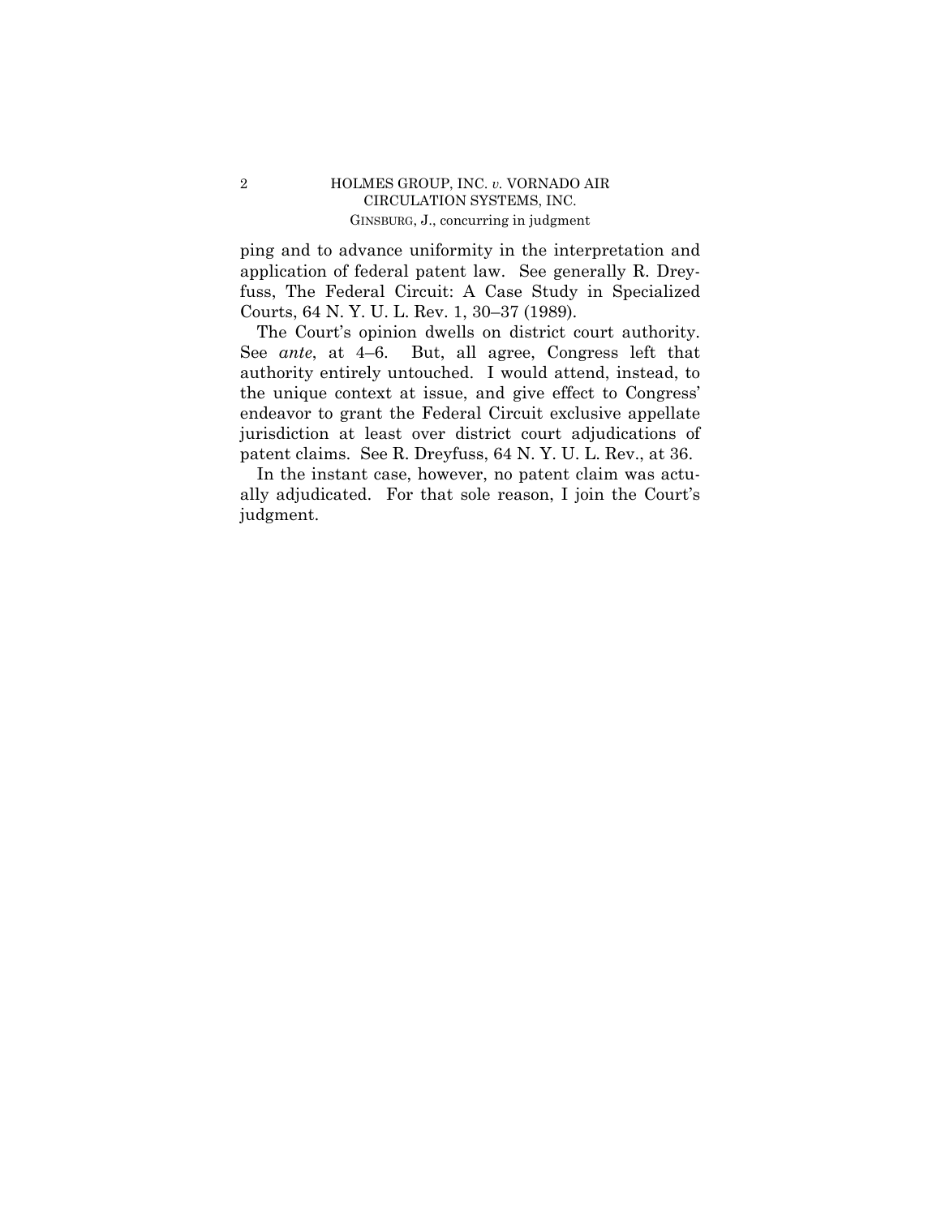ping and to advance uniformity in the interpretation and application of federal patent law. See generally R. Dreyfuss, The Federal Circuit: A Case Study in Specialized Courts, 64 N. Y. U. L. Rev. 1, 30–37 (1989).

The Court's opinion dwells on district court authority. See *ante*, at 4–6. But, all agree, Congress left that authority entirely untouched. I would attend, instead, to the unique context at issue, and give effect to Congress' endeavor to grant the Federal Circuit exclusive appellate jurisdiction at least over district court adjudications of patent claims. See R. Dreyfuss, 64 N. Y. U. L. Rev., at 36.

In the instant case, however, no patent claim was actually adjudicated. For that sole reason, I join the Court's judgment.